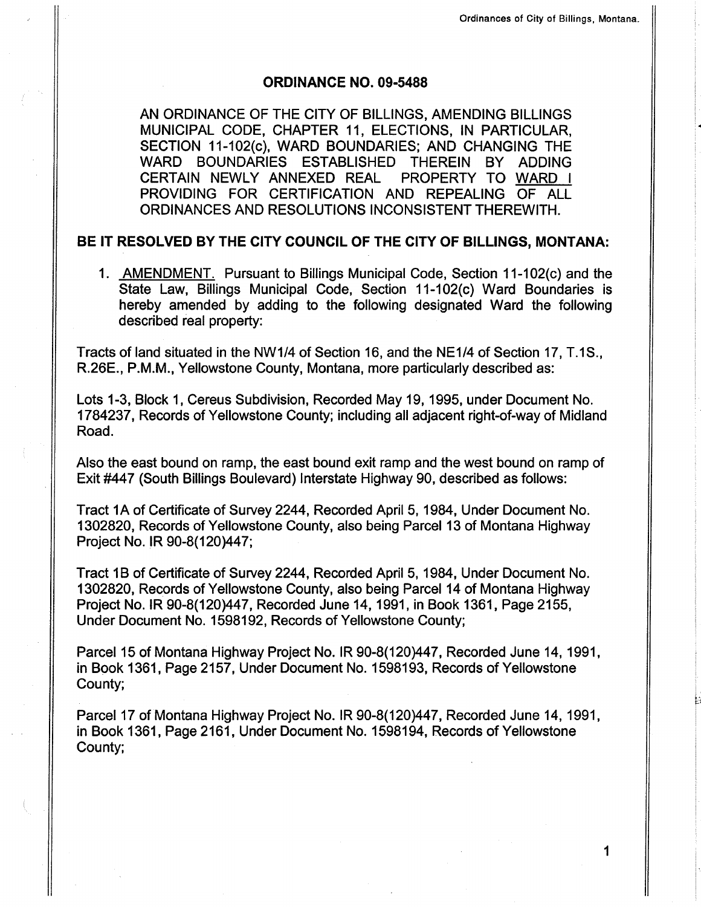## ORDINANCE NO. 09-5488

AN ORDINANCE OF THE CITY OF BILLINGS, AMENDING BILLINGS MUNICIPAL CODE, CHAPTER 11, ELECTIONS, IN PARTICULAR, SECTION 11-102(c), WARD BOUNDARIES; AND CHANGING THE WARD BOUNDARIES ESTABLISHED THEREIN BY ADDING CERTAIN NEWLY ANNEXED REAL PROPERTY TO WARD I PROVIDING FOR CERTIFICATION AND REPEALING OF ALL ORDINANCES AND RESOLUTIONS INCONSISTENT THEREWITH.

**BE IT RESOLVED BY THE CITY COUNCIL OF THE CITY OF BILLINGS, MONTANA:**

1. AMENDMENT. Pursuant to Billings Municipal Code, Section 11-102(c) and the State Law, Billings Municipal Code, Section 11-102(c) Ward Boundaries is hereby amended by adding to the following designated Ward the following described real property:

Tracts of land situated in the NW1/4 of Section 16, and the NE1/4 of Section 17, T.1S., R.26E., P.M.M., Yellowstone County, Montana, more particularly described as:

Lots 1-3, Block 1, Cereus Subdivision, Recorded May 19, 1995, under Document No. 1784237, Records of Yellowstone County; including all adjacent right-of-way of Midland Road.

Also the east bound on ramp, the east bound exit ramp and the west bound on ramp of Exit #447 (South Billings Boulevard) Interstate Highway 90, described as follows:

Tract 1A of Certificate of Survey 2244, Recorded April 5, 1984, Under Document No. 1302820, Records of Yellowstone County, also being Parcel 13 of Montana Highway Project No. IR 90-8(120)447;

Tract 1B of Certificate of Survey 2244, Recorded April 5, 1984, Under Document No. 1302820, Records of Yellowstone County, also being Parcel 14 of Montana Highway Project No. IR 90-8(120)447, Recorded June 14, 1991, in Book 1361, Page 2155, Under Document No. 1598192, Records of Yellowstone County;

Parcel 15 of Montana Highway Project No. IR 90-8(120)447, Recorded June 14, 1991, in Book 1361, Page 2157, Under Document No. 1598193, Records of Yellowstone County;

Parcel 17 of Montana Highway Project No. IR 90-8(120)447, Recorded June 14, 1991, in Book 1361, Page 2161, Under Document No. 1598194, Records of Yellowstone County;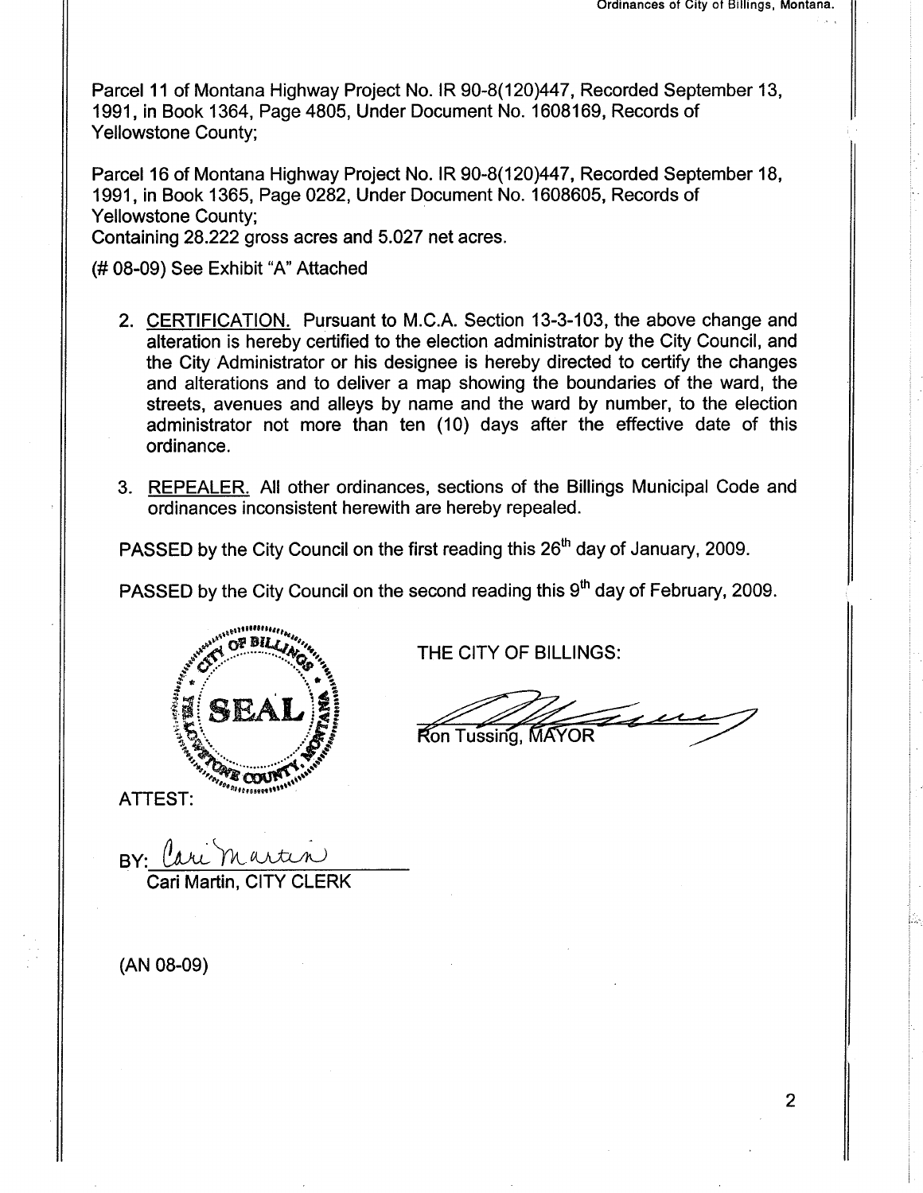Parcel 11 of Montana Highway Project No. IR 90-8(120)447, Recorded September 13, 1991, in Book 1364, Page 4805, Under Document No. 1608169, Records of Yellowstone County;

Parcel 16 of Montana Highway Project No. IR 90-8(120)447, Recorded September 18, 1991, in Book 1365, Page 0282, Under Document No. 1608605, Records of Yellowstone County;
Containing 28.222 gross acres and 5.027 net acres.

(# 08-09) See Exhibit "A" Attached

2. CERTIFICATION. Pursuant to M.C.A. Section 13-3-103, the above change and alteration is hereby certified to the election administrator by the City Council, and the City Administrator or his designee is hereby directed to certify the changes and alterations and to deliver a map showing the boundaries of the ward, the streets, avenues and alleys by name and the ward by number, to the election administrator not more than ten (10) days after the effective date of this ordinance.

3. REPEALER. All other ordinances, sections of the Billings Municipal Code and ordinances inconsistent herewith are hereby repealed.

PASSED by the City Council on the first reading this 26th day of January, 2009.

PASSED by the City Council on the second reading this 9th day of February, 2009.

SEAL

THE CITY OF BILLINGS:

Ron Tussing, MAYOR

ATTEST:

BY: Cari Martin
Cari Martin, CITY CLERK

(AN 08-09)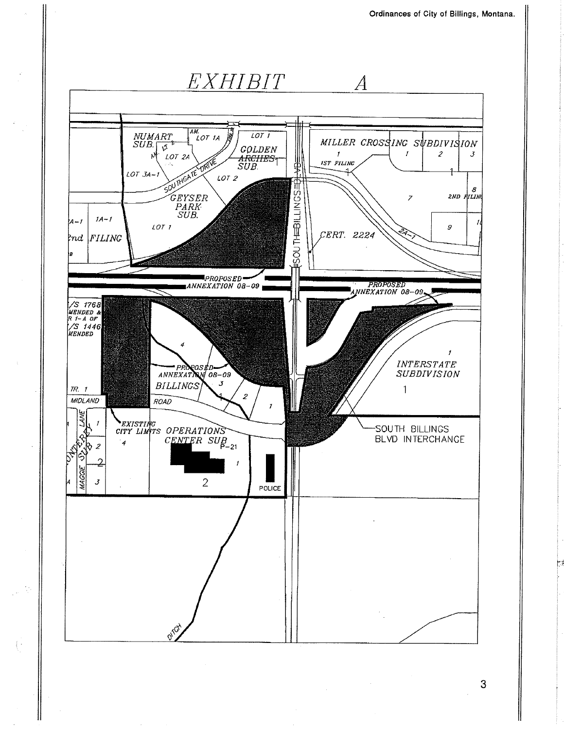# EXHIBIT A

NUMART SUB.

AM. LOT 1A

LOT 1

AM. LT 2

LOT 2A

GOLDEN ARCHES SUB.

LOT 3A-1

SOUTHGATE DRIVE

LOT 2

GEYSER PARK SUB.

LOT 1

1A-1

2nd FILING

MILLER CROSSING SUBDIVISION

1ST FILING

1 2 3

7

8 2ND FILING

9

CERT. 2224

2A-1

SOUTH BILLINGS BLVD

PROPOSED ANNEXATION 08-09

PROPOSED ANNEXATION 08-09

C/S 1768 AMENDED & TR 1-A OF C/S 1446 AMENDED

PROPOSED ANNEXATION 08-09

BILLINGS

4

3

2

1

TR. 1

MIDLAND ROAD

INTERSTATE SUBDIVISION

1

SOUTH BILLINGS BLVD INTERCHANGE

EXISTING CITY LIMITS

OPERATIONS CENTER SUB

P-21

4

1

2

POLICE

MONTEREY SUB

MAGGIE LANE

1

2

3

DITCH